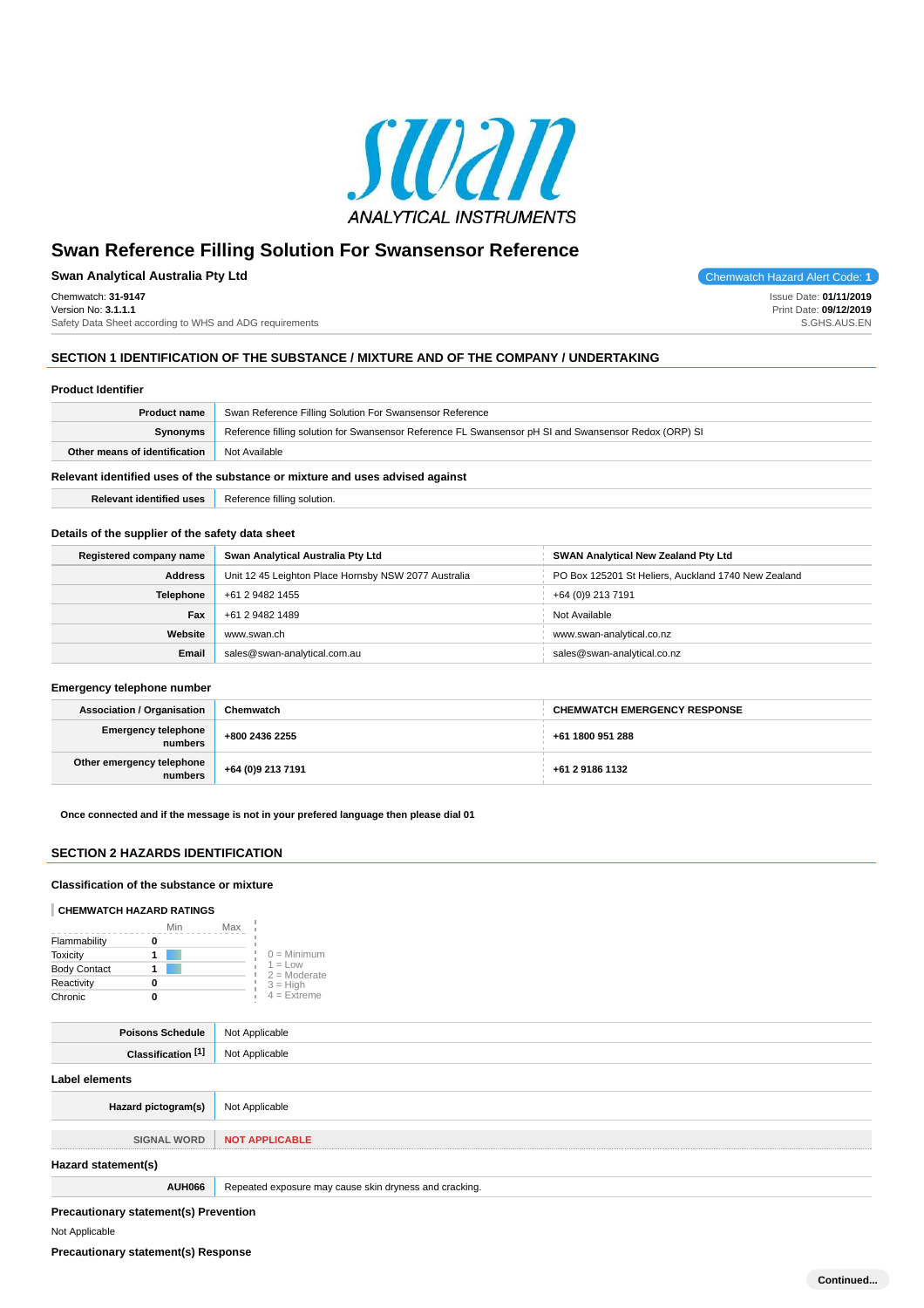swan

ANALYTICAL INSTRUMENTS

# Swan Reference Filling Solution For Swansensor Reference

**Swan Analytical Australia Pty Ltd**

Chemwatch Hazard Alert Code: **1**

Chemwatch: **31-9147**
Version No: **3.1.1.1**
Safety Data Sheet according to WHS and ADG requirements

Issue Date: **01/11/2019**
Print Date: **09/12/2019**
S.GHS.AUS.EN

## SECTION 1 IDENTIFICATION OF THE SUBSTANCE / MIXTURE AND OF THE COMPANY / UNDERTAKING

### Product Identifier

| | |
|---|---|
| **Product name** | Swan Reference Filling Solution For Swansensor Reference |
| **Synonyms** | Reference filling solution for Swansensor Reference FL Swansensor pH SI and Swansensor Redox (ORP) SI |
| **Other means of identification** | Not Available |

### Relevant identified uses of the substance or mixture and uses advised against

| | |
|---|---|
| **Relevant identified uses** | Reference filling solution. |

### Details of the supplier of the safety data sheet

| **Registered company name** | **Swan Analytical Australia Pty Ltd** | **SWAN Analytical New Zealand Pty Ltd** |
|---|---|---|
| **Address** | Unit 12 45 Leighton Place Hornsby NSW 2077 Australia | PO Box 125201 St Heliers, Auckland 1740 New Zealand |
| **Telephone** | +61 2 9482 1455 | +64 (0)9 213 7191 |
| **Fax** | +61 2 9482 1489 | Not Available |
| **Website** | www.swan.ch | www.swan-analytical.co.nz |
| **Email** | sales@swan-analytical.com.au | sales@swan-analytical.co.nz |

### Emergency telephone number

| **Association / Organisation** | **Chemwatch** | **CHEMWATCH EMERGENCY RESPONSE** |
|---|---|---|
| **Emergency telephone numbers** | **+800 2436 2255** | **+61 1800 951 288** |
| **Other emergency telephone numbers** | **+64 (0)9 213 7191** | **+61 2 9186 1132** |

**Once connected and if the message is not in your prefered language then please dial 01**

## SECTION 2 HAZARDS IDENTIFICATION

### Classification of the substance or mixture

**CHEMWATCH HAZARD RATINGS**

| | Min | Max |
|---|---|---|
| Flammability | 0 | |
| Toxicity | 1 | |
| Body Contact | 1 | |
| Reactivity | 0 | |
| Chronic | 0 | |

0 = Minimum
1 = Low
2 = Moderate
3 = High
4 = Extreme

| | |
|---|---|
| **Poisons Schedule** | Not Applicable |
| **Classification [1]** | Not Applicable |

### Label elements

| | |
|---|---|
| **Hazard pictogram(s)** | Not Applicable |
| **SIGNAL WORD** | **NOT APPLICABLE** |

### Hazard statement(s)

| | |
|---|---|
| **AUH066** | Repeated exposure may cause skin dryness and cracking. |

### Precautionary statement(s) Prevention

Not Applicable

### Precautionary statement(s) Response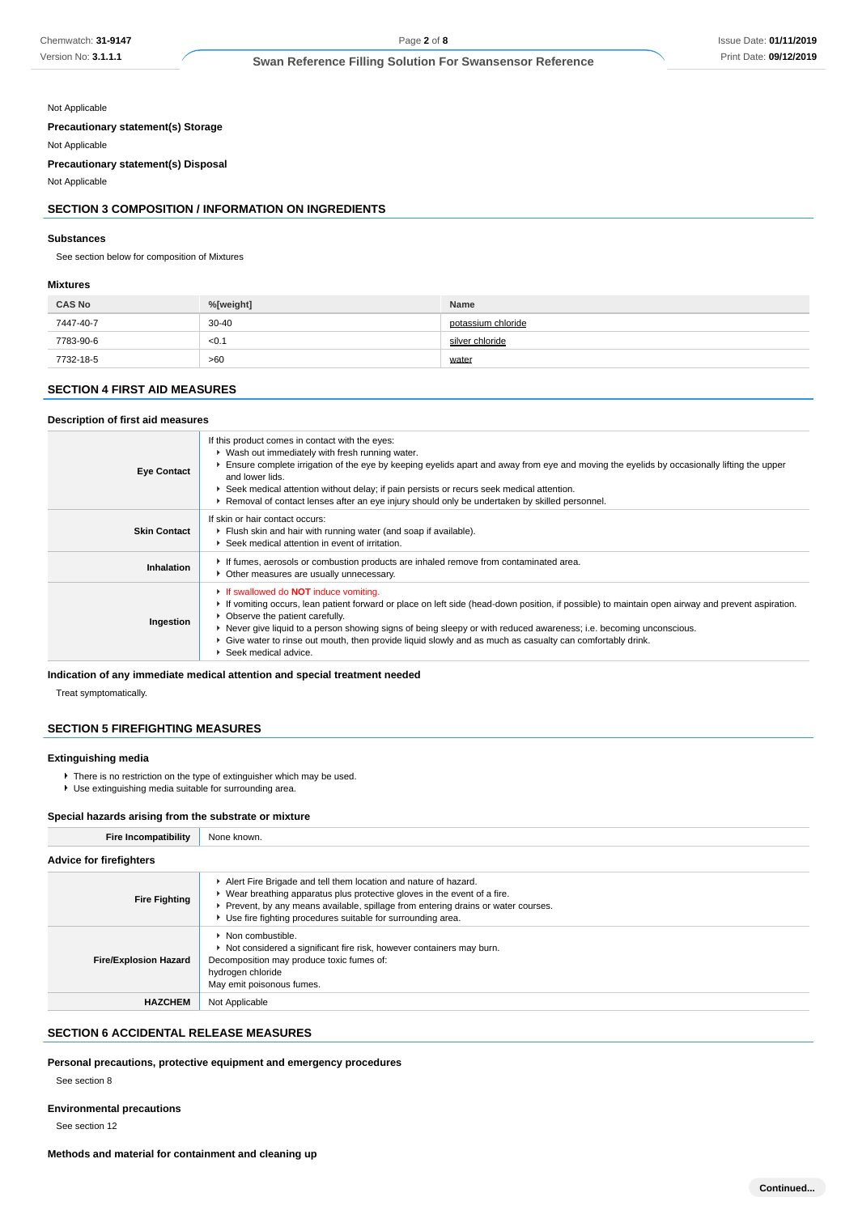Not Applicable

**Precautionary statement(s) Storage**

Not Applicable

**Precautionary statement(s) Disposal**

Not Applicable

## SECTION 3 COMPOSITION / INFORMATION ON INGREDIENTS

### Substances

See section below for composition of Mixtures

### Mixtures

| CAS No | %[weight] | Name |
|---|---|---|
| 7447-40-7 | 30-40 | potassium chloride |
| 7783-90-6 | <0.1 | silver chloride |
| 7732-18-5 | >60 | water |

## SECTION 4 FIRST AID MEASURES

### Description of first aid measures

| | |
|---|---|
| **Eye Contact** | If this product comes in contact with the eyes:<br>▸ Wash out immediately with fresh running water.<br>▸ Ensure complete irrigation of the eye by keeping eyelids apart and away from eye and moving the eyelids by occasionally lifting the upper and lower lids.<br>▸ Seek medical attention without delay; if pain persists or recurs seek medical attention.<br>▸ Removal of contact lenses after an eye injury should only be undertaken by skilled personnel. |
| **Skin Contact** | If skin or hair contact occurs:<br>▸ Flush skin and hair with running water (and soap if available).<br>▸ Seek medical attention in event of irritation. |
| **Inhalation** | ▸ If fumes, aerosols or combustion products are inhaled remove from contaminated area.<br>▸ Other measures are usually unnecessary. |
| **Ingestion** | ▸ If swallowed do **NOT** induce vomiting.<br>▸ If vomiting occurs, lean patient forward or place on left side (head-down position, if possible) to maintain open airway and prevent aspiration.<br>▸ Observe the patient carefully.<br>▸ Never give liquid to a person showing signs of being sleepy or with reduced awareness; i.e. becoming unconscious.<br>▸ Give water to rinse out mouth, then provide liquid slowly and as much as casualty can comfortably drink.<br>▸ Seek medical advice. |

### Indication of any immediate medical attention and special treatment needed

Treat symptomatically.

## SECTION 5 FIREFIGHTING MEASURES

### Extinguishing media

- There is no restriction on the type of extinguisher which may be used.
- Use extinguishing media suitable for surrounding area.

### Special hazards arising from the substrate or mixture

| | |
|---|---|
| **Fire Incompatibility** | None known. |

### Advice for firefighters

| | |
|---|---|
| **Fire Fighting** | ▸ Alert Fire Brigade and tell them location and nature of hazard.<br>▸ Wear breathing apparatus plus protective gloves in the event of a fire.<br>▸ Prevent, by any means available, spillage from entering drains or water courses.<br>▸ Use fire fighting procedures suitable for surrounding area. |
| **Fire/Explosion Hazard** | ▸ Non combustible.<br>▸ Not considered a significant fire risk, however containers may burn.<br>Decomposition may produce toxic fumes of:<br>hydrogen chloride<br>May emit poisonous fumes. |
| **HAZCHEM** | Not Applicable |

## SECTION 6 ACCIDENTAL RELEASE MEASURES

### Personal precautions, protective equipment and emergency procedures

See section 8

### Environmental precautions

See section 12

### Methods and material for containment and cleaning up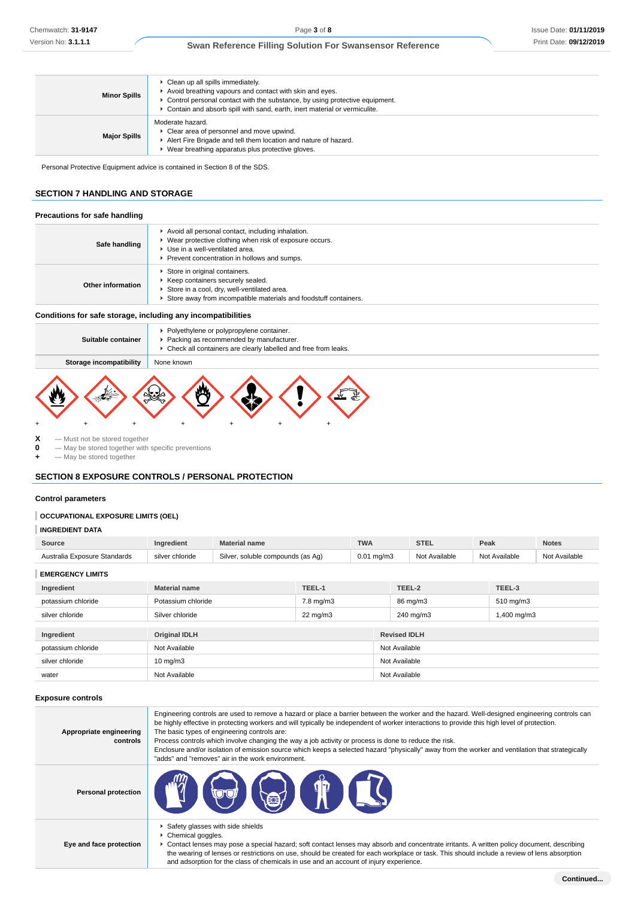| | |
|---|---|
| **Minor Spills** | ▸ Clean up all spills immediately.<br>▸ Avoid breathing vapours and contact with skin and eyes.<br>▸ Control personal contact with the substance, by using protective equipment.<br>▸ Contain and absorb spill with sand, earth, inert material or vermiculite. |
| **Major Spills** | Moderate hazard.<br>▸ Clear area of personnel and move upwind.<br>▸ Alert Fire Brigade and tell them location and nature of hazard.<br>▸ Wear breathing apparatus plus protective gloves. |

Personal Protective Equipment advice is contained in Section 8 of the SDS.

## SECTION 7 HANDLING AND STORAGE

### Precautions for safe handling

| | |
|---|---|
| **Safe handling** | ▸ Avoid all personal contact, including inhalation.<br>▸ Wear protective clothing when risk of exposure occurs.<br>▸ Use in a well-ventilated area.<br>▸ Prevent concentration in hollows and sumps. |
| **Other information** | ▸ Store in original containers.<br>▸ Keep containers securely sealed.<br>▸ Store in a cool, dry, well-ventilated area.<br>▸ Store away from incompatible materials and foodstuff containers. |

### Conditions for safe storage, including any incompatibilities

| | |
|---|---|
| **Suitable container** | ▸ Polyethylene or polypropylene container.<br>▸ Packing as recommended by manufacturer.<br>▸ Check all containers are clearly labelled and free from leaks. |
| **Storage incompatibility** | None known |

\+ \+ \+ \+ \+ \+ \+

**X** — Must not be stored together
**0** — May be stored together with specific preventions
**+** — May be stored together

## SECTION 8 EXPOSURE CONTROLS / PERSONAL PROTECTION

### Control parameters

**OCCUPATIONAL EXPOSURE LIMITS (OEL)**

**INGREDIENT DATA**

| Source | Ingredient | Material name | TWA | STEL | Peak | Notes |
|---|---|---|---|---|---|---|
| Australia Exposure Standards | silver chloride | Silver, soluble compounds (as Ag) | 0.01 mg/m3 | Not Available | Not Available | Not Available |

**EMERGENCY LIMITS**

| Ingredient | Material name | TEEL-1 | TEEL-2 | TEEL-3 |
|---|---|---|---|---|
| potassium chloride | Potassium chloride | 7.8 mg/m3 | 86 mg/m3 | 510 mg/m3 |
| silver chloride | Silver chloride | 22 mg/m3 | 240 mg/m3 | 1,400 mg/m3 |

| Ingredient | Original IDLH | Revised IDLH |
|---|---|---|
| potassium chloride | Not Available | Not Available |
| silver chloride | 10 mg/m3 | Not Available |
| water | Not Available | Not Available |

### Exposure controls

| | |
|---|---|
| **Appropriate engineering controls** | Engineering controls are used to remove a hazard or place a barrier between the worker and the hazard. Well-designed engineering controls can be highly effective in protecting workers and will typically be independent of worker interactions to provide this high level of protection.<br>The basic types of engineering controls are:<br>Process controls which involve changing the way a job activity or process is done to reduce the risk.<br>Enclosure and/or isolation of emission source which keeps a selected hazard "physically" away from the worker and ventilation that strategically "adds" and "removes" air in the work environment. |
| **Personal protection** | |
| **Eye and face protection** | ▸ Safety glasses with side shields<br>▸ Chemical goggles.<br>▸ Contact lenses may pose a special hazard; soft contact lenses may absorb and concentrate irritants. A written policy document, describing the wearing of lenses or restrictions on use, should be created for each workplace or task. This should include a review of lens absorption and adsorption for the class of chemicals in use and an account of injury experience. |

**Continued...**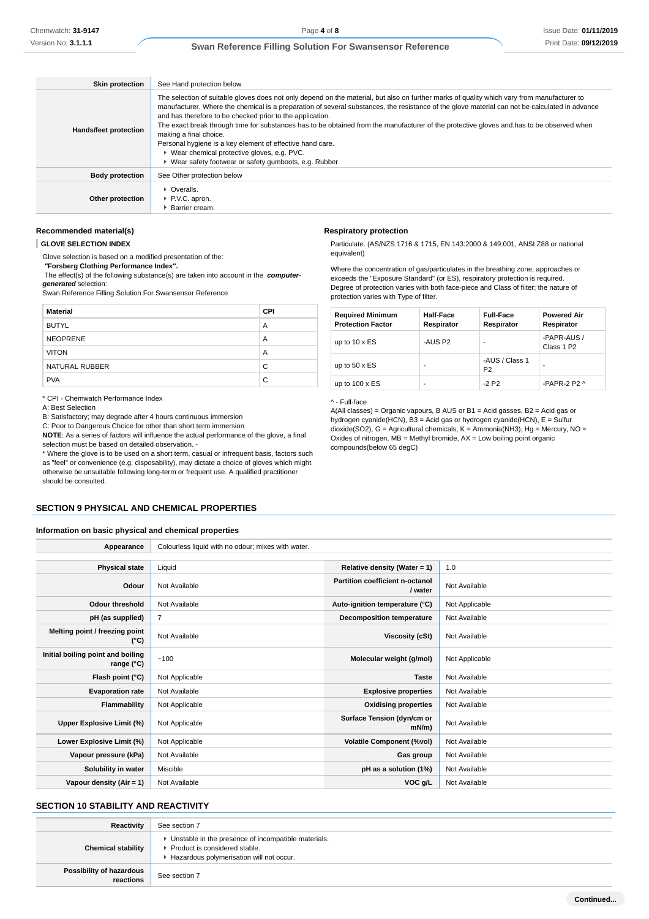| | |
|---|---|
| **Skin protection** | See Hand protection below |
| **Hands/feet protection** | The selection of suitable gloves does not only depend on the material, but also on further marks of quality which vary from manufacturer to manufacturer. Where the chemical is a preparation of several substances, the resistance of the glove material can not be calculated in advance and has therefore to be checked prior to the application.<br>The exact break through time for substances has to be obtained from the manufacturer of the protective gloves and.has to be observed when making a final choice.<br>Personal hygiene is a key element of effective hand care.<br>▸ Wear chemical protective gloves, e.g. PVC.<br>▸ Wear safety footwear or safety gumboots, e.g. Rubber |
| **Body protection** | See Other protection below |
| **Other protection** | ▸ Overalls.<br>▸ P.V.C. apron.<br>▸ Barrier cream. |

### Recommended material(s)

**GLOVE SELECTION INDEX**

Glove selection is based on a modified presentation of the:
**"Forsberg Clothing Performance Index".**
The effect(s) of the following substance(s) are taken into account in the ***computer-generated*** selection:
Swan Reference Filling Solution For Swansensor Reference

| Material | CPI |
|---|---|
| BUTYL | A |
| NEOPRENE | A |
| VITON | A |
| NATURAL RUBBER | C |
| PVA | C |

* CPI - Chemwatch Performance Index
A: Best Selection
B: Satisfactory; may degrade after 4 hours continuous immersion
C: Poor to Dangerous Choice for other than short term immersion
**NOTE**: As a series of factors will influence the actual performance of the glove, a final selection must be based on detailed observation. -
* Where the glove is to be used on a short term, casual or infrequent basis, factors such as "feel" or convenience (e.g. disposability), may dictate a choice of gloves which might otherwise be unsuitable following long-term or frequent use. A qualified practitioner should be consulted.

### Respiratory protection

Particulate. (AS/NZS 1716 & 1715, EN 143:2000 & 149:001, ANSI Z88 or national equivalent)

Where the concentration of gas/particulates in the breathing zone, approaches or exceeds the "Exposure Standard" (or ES), respiratory protection is required.
Degree of protection varies with both face-piece and Class of filter; the nature of protection varies with Type of filter.

| Required Minimum Protection Factor | Half-Face Respirator | Full-Face Respirator | Powered Air Respirator |
|---|---|---|---|
| up to 10 x ES | -AUS P2 | - | -PAPR-AUS / Class 1 P2 |
| up to 50 x ES | - | -AUS / Class 1 P2 | - |
| up to 100 x ES | - | -2 P2 | -PAPR-2 P2 ^ |

^ - Full-face
A(All classes) = Organic vapours, B AUS or B1 = Acid gasses, B2 = Acid gas or hydrogen cyanide(HCN), B3 = Acid gas or hydrogen cyanide(HCN), E = Sulfur dioxide(SO2), G = Agricultural chemicals, K = Ammonia(NH3), Hg = Mercury, NO = Oxides of nitrogen, MB = Methyl bromide, AX = Low boiling point organic compounds(below 65 degC)

## SECTION 9 PHYSICAL AND CHEMICAL PROPERTIES

### Information on basic physical and chemical properties

| | | | |
|---|---|---|---|
| **Appearance** | Colourless liquid with no odour; mixes with water. | | |
| **Physical state** | Liquid | **Relative density (Water = 1)** | 1.0 |
| **Odour** | Not Available | **Partition coefficient n-octanol / water** | Not Available |
| **Odour threshold** | Not Available | **Auto-ignition temperature (°C)** | Not Applicable |
| **pH (as supplied)** | 7 | **Decomposition temperature** | Not Available |
| **Melting point / freezing point (°C)** | Not Available | **Viscosity (cSt)** | Not Available |
| **Initial boiling point and boiling range (°C)** | ~100 | **Molecular weight (g/mol)** | Not Applicable |
| **Flash point (°C)** | Not Applicable | **Taste** | Not Available |
| **Evaporation rate** | Not Available | **Explosive properties** | Not Available |
| **Flammability** | Not Applicable | **Oxidising properties** | Not Available |
| **Upper Explosive Limit (%)** | Not Applicable | **Surface Tension (dyn/cm or mN/m)** | Not Available |
| **Lower Explosive Limit (%)** | Not Applicable | **Volatile Component (%vol)** | Not Available |
| **Vapour pressure (kPa)** | Not Available | **Gas group** | Not Available |
| **Solubility in water** | Miscible | **pH as a solution (1%)** | Not Available |
| **Vapour density (Air = 1)** | Not Available | **VOC g/L** | Not Available |

## SECTION 10 STABILITY AND REACTIVITY

| | |
|---|---|
| **Reactivity** | See section 7 |
| **Chemical stability** | ▸ Unstable in the presence of incompatible materials.<br>▸ Product is considered stable.<br>▸ Hazardous polymerisation will not occur. |
| **Possibility of hazardous reactions** | See section 7 |

Continued...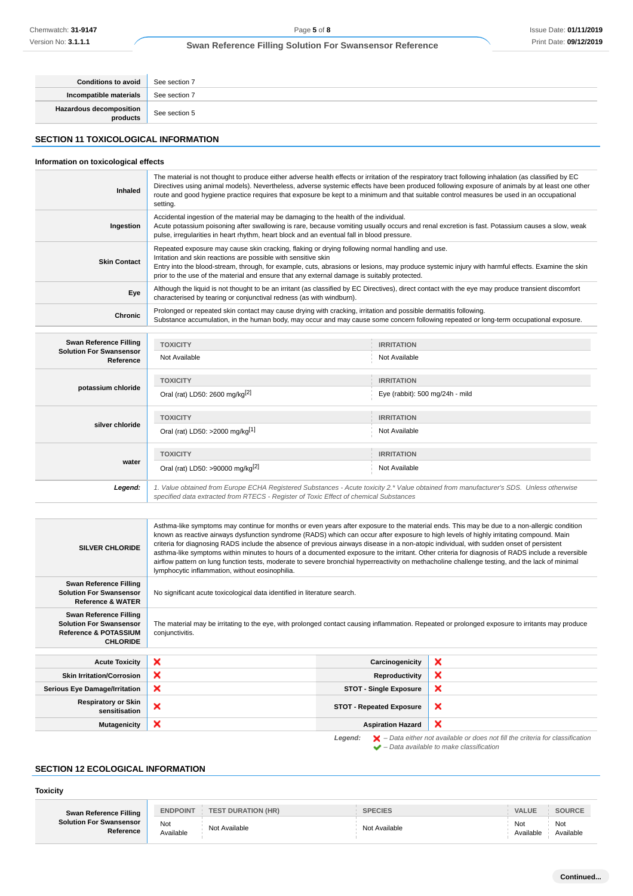| | |
|---|---|
| **Conditions to avoid** | See section 7 |
| **Incompatible materials** | See section 7 |
| **Hazardous decomposition products** | See section 5 |

## SECTION 11 TOXICOLOGICAL INFORMATION

### Information on toxicological effects

| | |
|---|---|
| **Inhaled** | The material is not thought to produce either adverse health effects or irritation of the respiratory tract following inhalation (as classified by EC Directives using animal models). Nevertheless, adverse systemic effects have been produced following exposure of animals by at least one other route and good hygiene practice requires that exposure be kept to a minimum and that suitable control measures be used in an occupational setting. |
| **Ingestion** | Accidental ingestion of the material may be damaging to the health of the individual.<br>Acute potassium poisoning after swallowing is rare, because vomiting usually occurs and renal excretion is fast. Potassium causes a slow, weak pulse, irregularities in heart rhythm, heart block and an eventual fall in blood pressure. |
| **Skin Contact** | Repeated exposure may cause skin cracking, flaking or drying following normal handling and use.<br>Irritation and skin reactions are possible with sensitive skin<br>Entry into the blood-stream, through, for example, cuts, abrasions or lesions, may produce systemic injury with harmful effects. Examine the skin prior to the use of the material and ensure that any external damage is suitably protected. |
| **Eye** | Although the liquid is not thought to be an irritant (as classified by EC Directives), direct contact with the eye may produce transient discomfort characterised by tearing or conjunctival redness (as with windburn). |
| **Chronic** | Prolonged or repeated skin contact may cause drying with cracking, irritation and possible dermatitis following.<br>Substance accumulation, in the human body, may occur and may cause some concern following repeated or long-term occupational exposure. |

| | TOXICITY | IRRITATION |
|---|---|---|
| **Swan Reference Filling Solution For Swansensor Reference** | Not Available | Not Available |
| **potassium chloride** | Oral (rat) LD50: 2600 mg/kg[2] | Eye (rabbit): 500 mg/24h - mild |
| **silver chloride** | Oral (rat) LD50: >2000 mg/kg[1] | Not Available |
| **water** | Oral (rat) LD50: >90000 mg/kg[2] | Not Available |
| ***Legend:*** | *1. Value obtained from Europe ECHA Registered Substances - Acute toxicity 2.\* Value obtained from manufacturer's SDS. Unless otherwise specified data extracted from RTECS - Register of Toxic Effect of chemical Substances* | |

| | |
|---|---|
| **SILVER CHLORIDE** | Asthma-like symptoms may continue for months or even years after exposure to the material ends. This may be due to a non-allergic condition known as reactive airways dysfunction syndrome (RADS) which can occur after exposure to high levels of highly irritating compound. Main criteria for diagnosing RADS include the absence of previous airways disease in a non-atopic individual, with sudden onset of persistent asthma-like symptoms within minutes to hours of a documented exposure to the irritant. Other criteria for diagnosis of RADS include a reversible airflow pattern on lung function tests, moderate to severe bronchial hyperreactivity on methacholine challenge testing, and the lack of minimal lymphocytic inflammation, without eosinophilia. |
| **Swan Reference Filling Solution For Swansensor Reference & WATER** | No significant acute toxicological data identified in literature search. |
| **Swan Reference Filling Solution For Swansensor Reference & POTASSIUM CHLORIDE** | The material may be irritating to the eye, with prolonged contact causing inflammation. Repeated or prolonged exposure to irritants may produce conjunctivitis. |

| | | | |
|---|---|---|---|
| **Acute Toxicity** | ✗ | **Carcinogenicity** | ✗ |
| **Skin Irritation/Corrosion** | ✗ | **Reproductivity** | ✗ |
| **Serious Eye Damage/Irritation** | ✗ | **STOT - Single Exposure** | ✗ |
| **Respiratory or Skin sensitisation** | ✗ | **STOT - Repeated Exposure** | ✗ |
| **Mutagenicity** | ✗ | **Aspiration Hazard** | ✗ |

***Legend:*** ✗ *– Data either not available or does not fill the criteria for classification*
✔ *– Data available to make classification*

## SECTION 12 ECOLOGICAL INFORMATION

### Toxicity

| | ENDPOINT | TEST DURATION (HR) | SPECIES | VALUE | SOURCE |
|---|---|---|---|---|---|
| **Swan Reference Filling Solution For Swansensor Reference** | Not Available | Not Available | Not Available | Not Available | Not Available |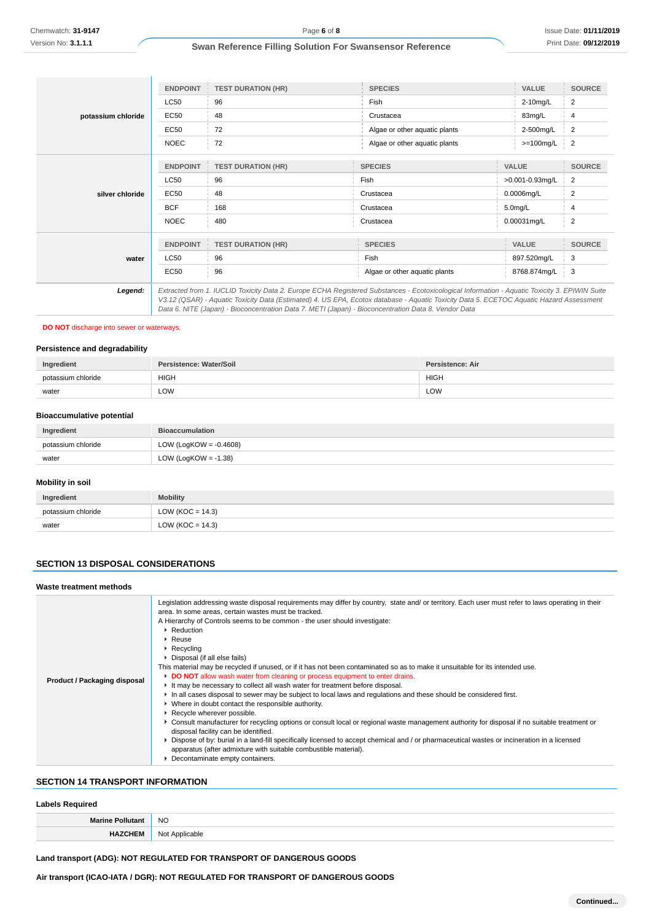| | ENDPOINT | TEST DURATION (HR) | SPECIES | VALUE | SOURCE |
|---|---|---|---|---|---|
| **potassium chloride** | LC50 | 96 | Fish | 2-10mg/L | 2 |
| | EC50 | 48 | Crustacea | 83mg/L | 4 |
| | EC50 | 72 | Algae or other aquatic plants | 2-500mg/L | 2 |
| | NOEC | 72 | Algae or other aquatic plants | >=100mg/L | 2 |

| | ENDPOINT | TEST DURATION (HR) | SPECIES | VALUE | SOURCE |
|---|---|---|---|---|---|
| **silver chloride** | LC50 | 96 | Fish | >0.001-0.93mg/L | 2 |
| | EC50 | 48 | Crustacea | 0.0006mg/L | 2 |
| | BCF | 168 | Crustacea | 5.0mg/L | 4 |
| | NOEC | 480 | Crustacea | 0.00031mg/L | 2 |

| | ENDPOINT | TEST DURATION (HR) | SPECIES | VALUE | SOURCE |
|---|---|---|---|---|---|
| **water** | LC50 | 96 | Fish | 897.520mg/L | 3 |
| | EC50 | 96 | Algae or other aquatic plants | 8768.874mg/L | 3 |

***Legend:*** *Extracted from 1. IUCLID Toxicity Data 2. Europe ECHA Registered Substances - Ecotoxicological Information - Aquatic Toxicity 3. EPIWIN Suite V3.12 (QSAR) - Aquatic Toxicity Data (Estimated) 4. US EPA, Ecotox database - Aquatic Toxicity Data 5. ECETOC Aquatic Hazard Assessment Data 6. NITE (Japan) - Bioconcentration Data 7. METI (Japan) - Bioconcentration Data 8. Vendor Data*

**DO NOT** discharge into sewer or waterways.

### Persistence and degradability

| Ingredient | Persistence: Water/Soil | Persistence: Air |
|---|---|---|
| potassium chloride | HIGH | HIGH |
| water | LOW | LOW |

### Bioaccumulative potential

| Ingredient | Bioaccumulation |
|---|---|
| potassium chloride | LOW (LogKOW = -0.4608) |
| water | LOW (LogKOW = -1.38) |

### Mobility in soil

| Ingredient | Mobility |
|---|---|
| potassium chloride | LOW (KOC = 14.3) |
| water | LOW (KOC = 14.3) |

## SECTION 13 DISPOSAL CONSIDERATIONS

### Waste treatment methods

**Product / Packaging disposal**

Legislation addressing waste disposal requirements may differ by country, state and/ or territory. Each user must refer to laws operating in their area. In some areas, certain wastes must be tracked.

A Hierarchy of Controls seems to be common - the user should investigate:

- Reduction
- Reuse
- Recycling
- Disposal (if all else fails)

This material may be recycled if unused, or if it has not been contaminated so as to make it unsuitable for its intended use.

- **DO NOT** allow wash water from cleaning or process equipment to enter drains.
- It may be necessary to collect all wash water for treatment before disposal.
- In all cases disposal to sewer may be subject to local laws and regulations and these should be considered first.
- Where in doubt contact the responsible authority.
- Recycle wherever possible.
- Consult manufacturer for recycling options or consult local or regional waste management authority for disposal if no suitable treatment or disposal facility can be identified.
- Dispose of by: burial in a land-fill specifically licensed to accept chemical and / or pharmaceutical wastes or incineration in a licensed apparatus (after admixture with suitable combustible material).
- Decontaminate empty containers.

## SECTION 14 TRANSPORT INFORMATION

### Labels Required

| | |
|---|---|
| **Marine Pollutant** | NO |
| **HAZCHEM** | Not Applicable |

**Land transport (ADG): NOT REGULATED FOR TRANSPORT OF DANGEROUS GOODS**

**Air transport (ICAO-IATA / DGR): NOT REGULATED FOR TRANSPORT OF DANGEROUS GOODS**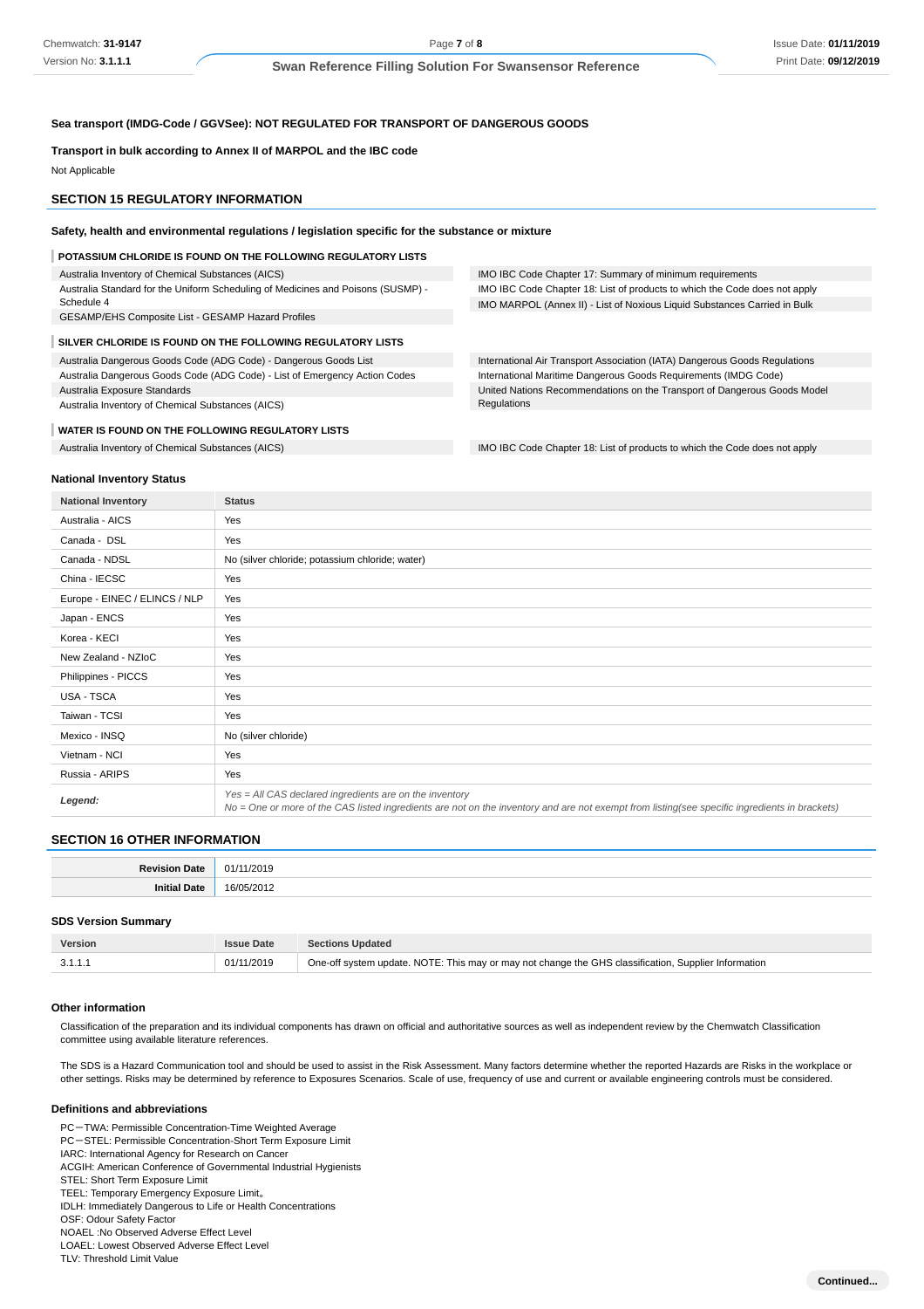**Sea transport (IMDG-Code / GGVSee): NOT REGULATED FOR TRANSPORT OF DANGEROUS GOODS**

**Transport in bulk according to Annex II of MARPOL and the IBC code**

Not Applicable

## SECTION 15 REGULATORY INFORMATION

**Safety, health and environmental regulations / legislation specific for the substance or mixture**

**POTASSIUM CHLORIDE IS FOUND ON THE FOLLOWING REGULATORY LISTS**

| | |
|---|---|
| Australia Inventory of Chemical Substances (AICS) | IMO IBC Code Chapter 17: Summary of minimum requirements |
| Australia Standard for the Uniform Scheduling of Medicines and Poisons (SUSMP) - Schedule 4 | IMO IBC Code Chapter 18: List of products to which the Code does not apply |
| GESAMP/EHS Composite List - GESAMP Hazard Profiles | IMO MARPOL (Annex II) - List of Noxious Liquid Substances Carried in Bulk |

**SILVER CHLORIDE IS FOUND ON THE FOLLOWING REGULATORY LISTS**

| | |
|---|---|
| Australia Dangerous Goods Code (ADG Code) - Dangerous Goods List | International Air Transport Association (IATA) Dangerous Goods Regulations |
| Australia Dangerous Goods Code (ADG Code) - List of Emergency Action Codes | International Maritime Dangerous Goods Requirements (IMDG Code) |
| Australia Exposure Standards | United Nations Recommendations on the Transport of Dangerous Goods Model Regulations |
| Australia Inventory of Chemical Substances (AICS) | |

**WATER IS FOUND ON THE FOLLOWING REGULATORY LISTS**

| | |
|---|---|
| Australia Inventory of Chemical Substances (AICS) | IMO IBC Code Chapter 18: List of products to which the Code does not apply |

### National Inventory Status

| National Inventory | Status |
|---|---|
| Australia - AICS | Yes |
| Canada - DSL | Yes |
| Canada - NDSL | No (silver chloride; potassium chloride; water) |
| China - IECSC | Yes |
| Europe - EINEC / ELINCS / NLP | Yes |
| Japan - ENCS | Yes |
| Korea - KECI | Yes |
| New Zealand - NZIoC | Yes |
| Philippines - PICCS | Yes |
| USA - TSCA | Yes |
| Taiwan - TCSI | Yes |
| Mexico - INSQ | No (silver chloride) |
| Vietnam - NCI | Yes |
| Russia - ARIPS | Yes |
| ***Legend:*** | *Yes = All CAS declared ingredients are on the inventory*<br>*No = One or more of the CAS listed ingredients are not on the inventory and are not exempt from listing(see specific ingredients in brackets)* |

## SECTION 16 OTHER INFORMATION

| | |
|---|---|
| **Revision Date** | 01/11/2019 |
| **Initial Date** | 16/05/2012 |

### SDS Version Summary

| Version | Issue Date | Sections Updated |
|---|---|---|
| 3.1.1.1 | 01/11/2019 | One-off system update. NOTE: This may or may not change the GHS classification, Supplier Information |

### Other information

Classification of the preparation and its individual components has drawn on official and authoritative sources as well as independent review by the Chemwatch Classification committee using available literature references.

The SDS is a Hazard Communication tool and should be used to assist in the Risk Assessment. Many factors determine whether the reported Hazards are Risks in the workplace or other settings. Risks may be determined by reference to Exposures Scenarios. Scale of use, frequency of use and current or available engineering controls must be considered.

### Definitions and abbreviations

PC－TWA: Permissible Concentration-Time Weighted Average
PC－STEL: Permissible Concentration-Short Term Exposure Limit
IARC: International Agency for Research on Cancer
ACGIH: American Conference of Governmental Industrial Hygienists
STEL: Short Term Exposure Limit
TEEL: Temporary Emergency Exposure Limit。
IDLH: Immediately Dangerous to Life or Health Concentrations
OSF: Odour Safety Factor
NOAEL :No Observed Adverse Effect Level
LOAEL: Lowest Observed Adverse Effect Level
TLV: Threshold Limit Value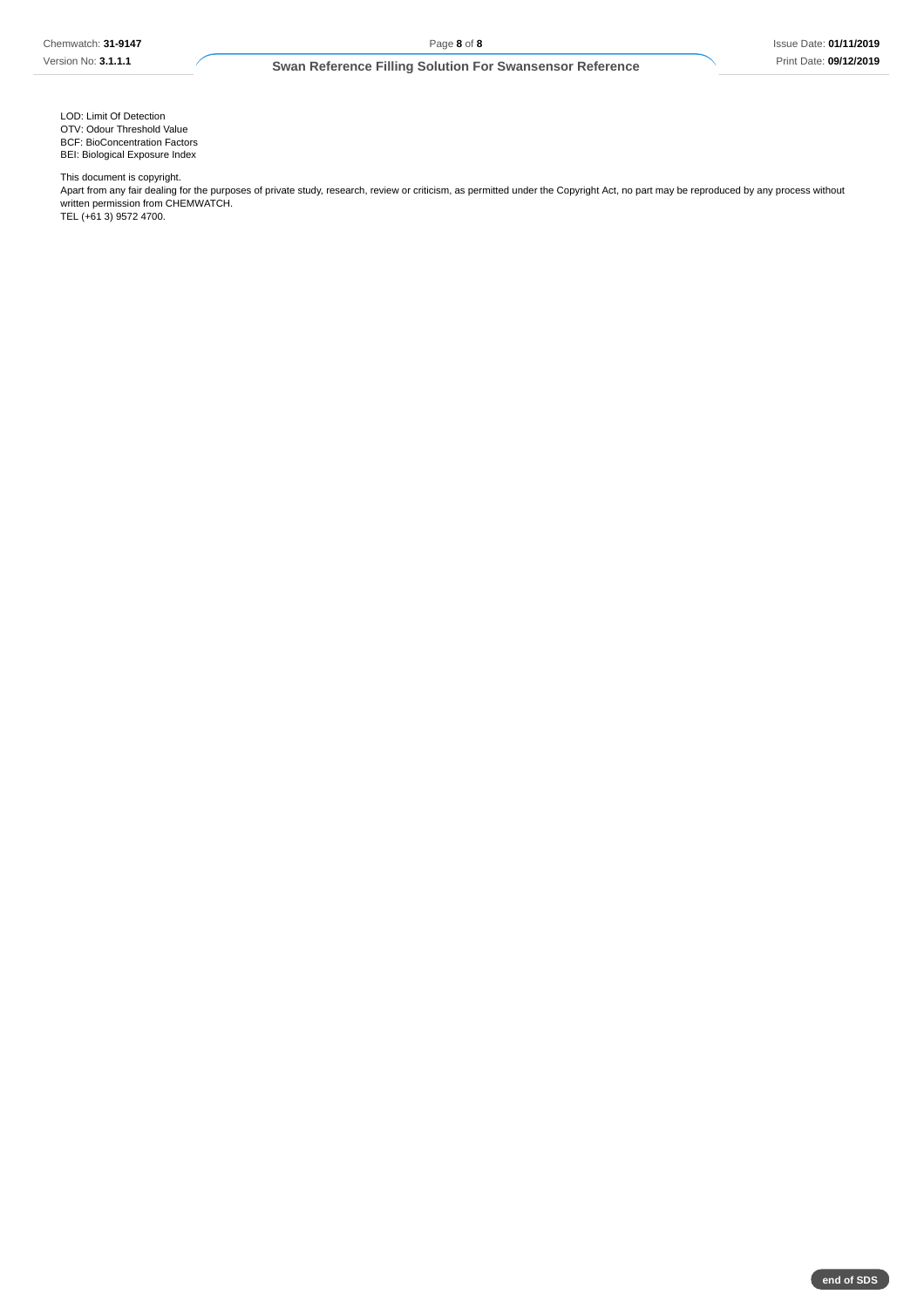LOD: Limit Of Detection
OTV: Odour Threshold Value
BCF: BioConcentration Factors
BEI: Biological Exposure Index

This document is copyright.
Apart from any fair dealing for the purposes of private study, research, review or criticism, as permitted under the Copyright Act, no part may be reproduced by any process without written permission from CHEMWATCH.
TEL (+61 3) 9572 4700.

end of SDS